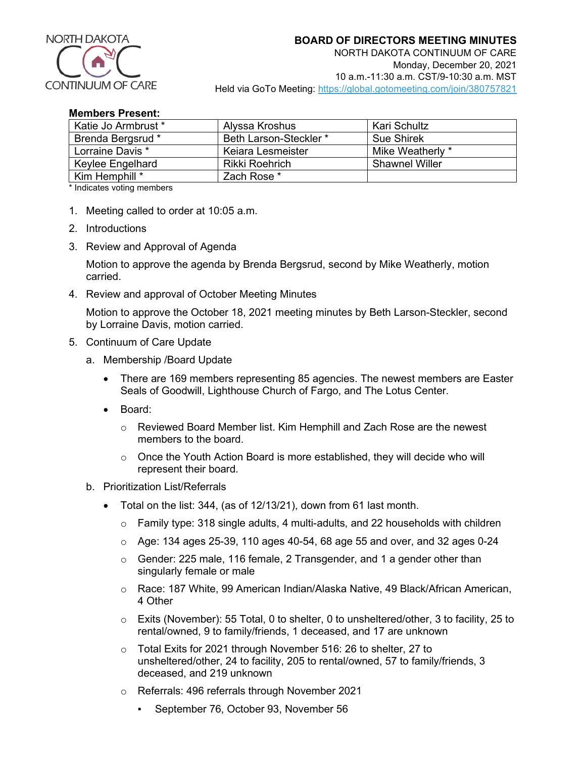NORTH DAKOTA CONTINUUM OF CARE

# BOARD OF DIRECTORS MEETING MINUTES

NORTH DAKOTA CONTINUUM OF CARE
Monday, December 20, 2021
10 a.m.-11:30 a.m. CST/9-10:30 a.m. MST
Held via GoTo Meeting: https://global.gotomeeting.com/join/380757821

**Members Present:**

| | | |
|---|---|---|
| Katie Jo Armbrust * | Alyssa Kroshus | Kari Schultz |
| Brenda Bergsrud * | Beth Larson-Steckler * | Sue Shirek |
| Lorraine Davis * | Keiara Lesmeister | Mike Weatherly * |
| Keylee Engelhard | Rikki Roehrich | Shawnel Willer |
| Kim Hemphill * | Zach Rose * | |

\* Indicates voting members

1. Meeting called to order at 10:05 a.m.
2. Introductions
3. Review and Approval of Agenda

   Motion to approve the agenda by Brenda Bergsrud, second by Mike Weatherly, motion carried.
4. Review and approval of October Meeting Minutes

   Motion to approve the October 18, 2021 meeting minutes by Beth Larson-Steckler, second by Lorraine Davis, motion carried.
5. Continuum of Care Update
   a. Membership /Board Update
      - There are 169 members representing 85 agencies. The newest members are Easter Seals of Goodwill, Lighthouse Church of Fargo, and The Lotus Center.
      - Board:
        - Reviewed Board Member list. Kim Hemphill and Zach Rose are the newest members to the board.
        - Once the Youth Action Board is more established, they will decide who will represent their board.

   b. Prioritization List/Referrals
      - Total on the list: 344, (as of 12/13/21), down from 61 last month.
        - Family type: 318 single adults, 4 multi-adults, and 22 households with children
        - Age: 134 ages 25-39, 110 ages 40-54, 68 age 55 and over, and 32 ages 0-24
        - Gender: 225 male, 116 female, 2 Transgender, and 1 a gender other than singularly female or male
        - Race: 187 White, 99 American Indian/Alaska Native, 49 Black/African American, 4 Other
        - Exits (November): 55 Total, 0 to shelter, 0 to unsheltered/other, 3 to facility, 25 to rental/owned, 9 to family/friends, 1 deceased, and 17 are unknown
        - Total Exits for 2021 through November 516: 26 to shelter, 27 to unsheltered/other, 24 to facility, 205 to rental/owned, 57 to family/friends, 3 deceased, and 219 unknown
        - Referrals: 496 referrals through November 2021
          - September 76, October 93, November 56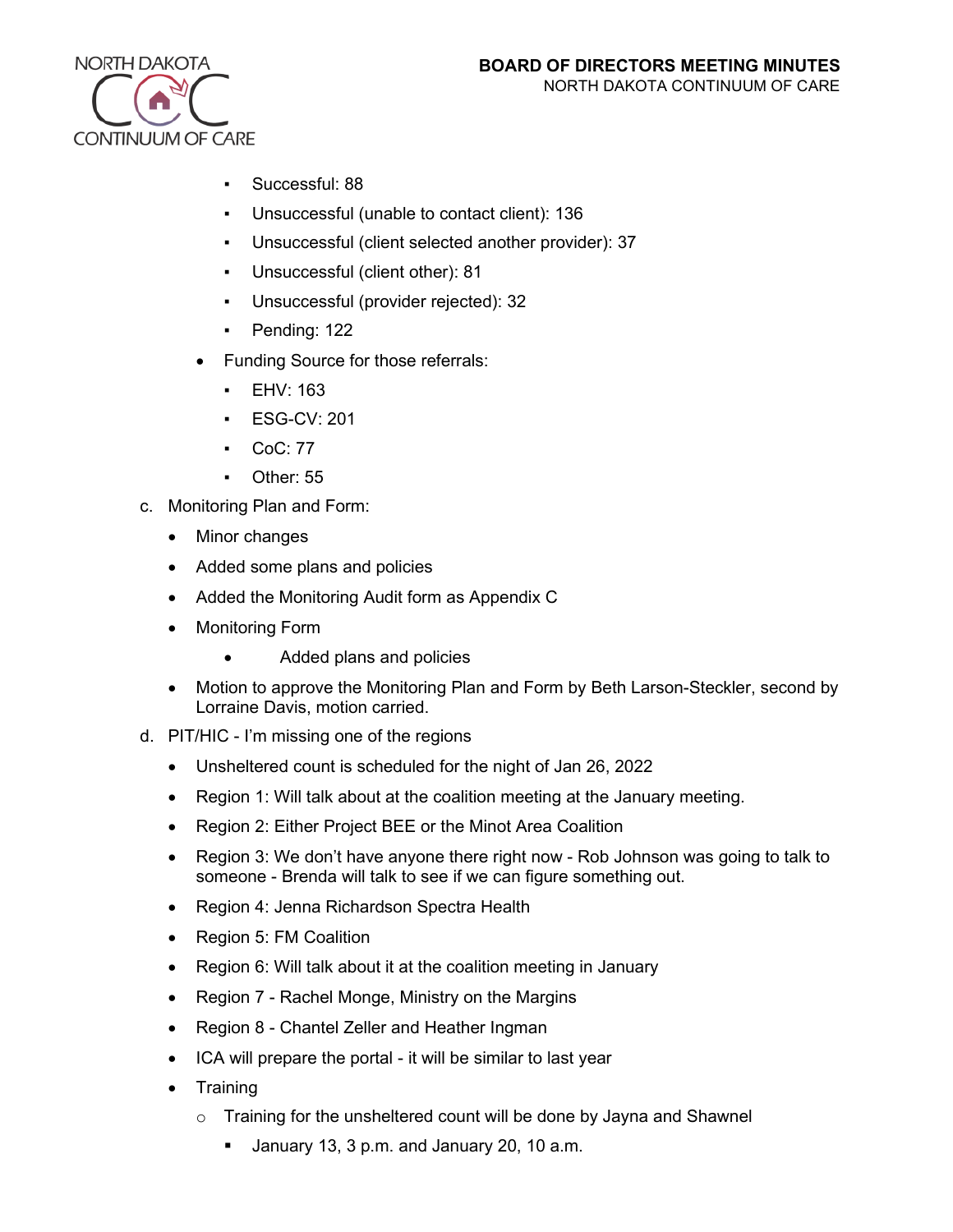- Successful: 88
        - Unsuccessful (unable to contact client): 136
        - Unsuccessful (client selected another provider): 37
        - Unsuccessful (client other): 81
        - Unsuccessful (provider rejected): 32
        - Pending: 122
    - Funding Source for those referrals:
        - EHV: 163
        - ESG-CV: 201
        - CoC: 77
        - Other: 55

c. Monitoring Plan and Form:
    - Minor changes
    - Added some plans and policies
    - Added the Monitoring Audit form as Appendix C
    - Monitoring Form
        - Added plans and policies
    - Motion to approve the Monitoring Plan and Form by Beth Larson-Steckler, second by Lorraine Davis, motion carried.

d. PIT/HIC - I'm missing one of the regions
    - Unsheltered count is scheduled for the night of Jan 26, 2022
    - Region 1: Will talk about at the coalition meeting at the January meeting.
    - Region 2: Either Project BEE or the Minot Area Coalition
    - Region 3: We don't have anyone there right now - Rob Johnson was going to talk to someone - Brenda will talk to see if we can figure something out.
    - Region 4: Jenna Richardson Spectra Health
    - Region 5: FM Coalition
    - Region 6: Will talk about it at the coalition meeting in January
    - Region 7 - Rachel Monge, Ministry on the Margins
    - Region 8 - Chantel Zeller and Heather Ingman
    - ICA will prepare the portal - it will be similar to last year
    - Training
        - Training for the unsheltered count will be done by Jayna and Shawnel
            - January 13, 3 p.m. and January 20, 10 a.m.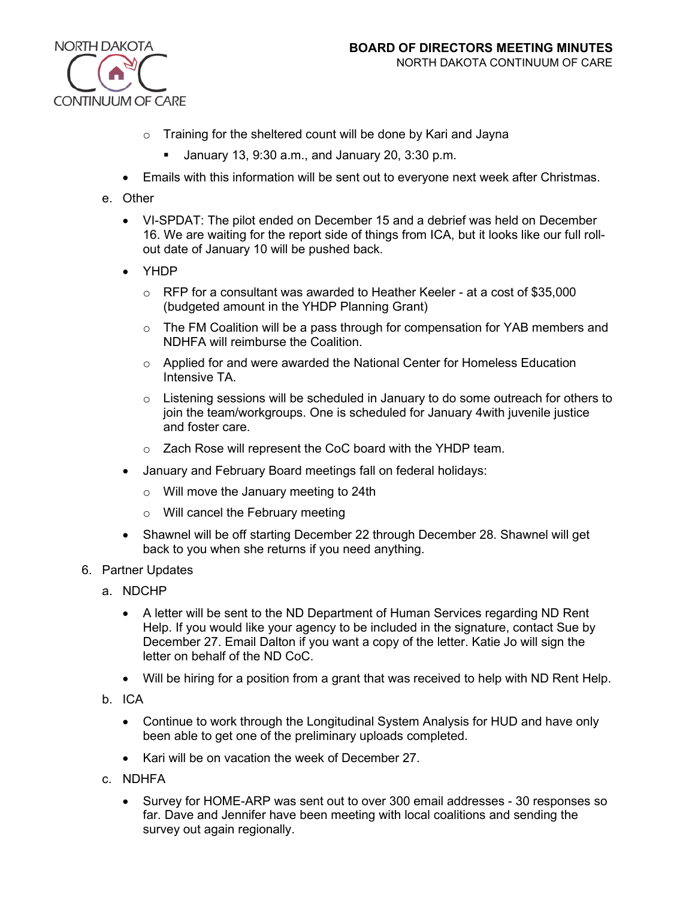- Training for the sheltered count will be done by Kari and Jayna
     - January 13, 9:30 a.m., and January 20, 3:30 p.m.
- Emails with this information will be sent out to everyone next week after Christmas.

e. Other

- VI-SPDAT: The pilot ended on December 15 and a debrief was held on December 16. We are waiting for the report side of things from ICA, but it looks like our full roll-out date of January 10 will be pushed back.
- YHDP
  - RFP for a consultant was awarded to Heather Keeler - at a cost of $35,000 (budgeted amount in the YHDP Planning Grant)
  - The FM Coalition will be a pass through for compensation for YAB members and NDHFA will reimburse the Coalition.
  - Applied for and were awarded the National Center for Homeless Education Intensive TA.
  - Listening sessions will be scheduled in January to do some outreach for others to join the team/workgroups. One is scheduled for January 4with juvenile justice and foster care.
  - Zach Rose will represent the CoC board with the YHDP team.
- January and February Board meetings fall on federal holidays:
  - Will move the January meeting to 24th
  - Will cancel the February meeting
- Shawnel will be off starting December 22 through December 28. Shawnel will get back to you when she returns if you need anything.

6. Partner Updates

a. NDCHP

- A letter will be sent to the ND Department of Human Services regarding ND Rent Help. If you would like your agency to be included in the signature, contact Sue by December 27. Email Dalton if you want a copy of the letter. Katie Jo will sign the letter on behalf of the ND CoC.
- Will be hiring for a position from a grant that was received to help with ND Rent Help.

b. ICA

- Continue to work through the Longitudinal System Analysis for HUD and have only been able to get one of the preliminary uploads completed.
- Kari will be on vacation the week of December 27.

c. NDHFA

- Survey for HOME-ARP was sent out to over 300 email addresses - 30 responses so far. Dave and Jennifer have been meeting with local coalitions and sending the survey out again regionally.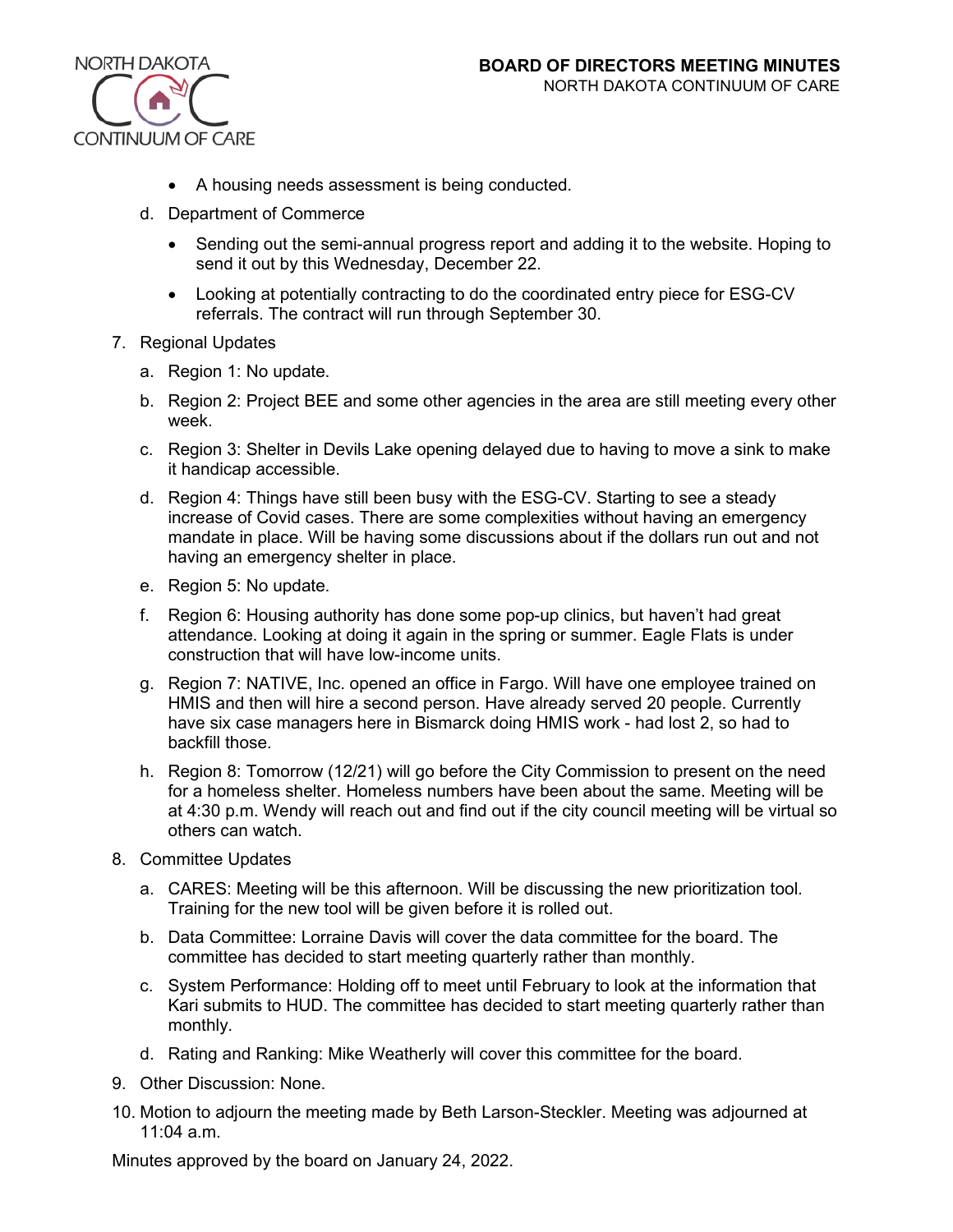- A housing needs assessment is being conducted.

d. Department of Commerce

- Sending out the semi-annual progress report and adding it to the website. Hoping to send it out by this Wednesday, December 22.
- Looking at potentially contracting to do the coordinated entry piece for ESG-CV referrals. The contract will run through September 30.

7. Regional Updates

a. Region 1: No update.

b. Region 2: Project BEE and some other agencies in the area are still meeting every other week.

c. Region 3: Shelter in Devils Lake opening delayed due to having to move a sink to make it handicap accessible.

d. Region 4: Things have still been busy with the ESG-CV. Starting to see a steady increase of Covid cases. There are some complexities without having an emergency mandate in place. Will be having some discussions about if the dollars run out and not having an emergency shelter in place.

e. Region 5: No update.

f. Region 6: Housing authority has done some pop-up clinics, but haven't had great attendance. Looking at doing it again in the spring or summer. Eagle Flats is under construction that will have low-income units.

g. Region 7: NATIVE, Inc. opened an office in Fargo. Will have one employee trained on HMIS and then will hire a second person. Have already served 20 people. Currently have six case managers here in Bismarck doing HMIS work - had lost 2, so had to backfill those.

h. Region 8: Tomorrow (12/21) will go before the City Commission to present on the need for a homeless shelter. Homeless numbers have been about the same. Meeting will be at 4:30 p.m. Wendy will reach out and find out if the city council meeting will be virtual so others can watch.

8. Committee Updates

a. CARES: Meeting will be this afternoon. Will be discussing the new prioritization tool. Training for the new tool will be given before it is rolled out.

b. Data Committee: Lorraine Davis will cover the data committee for the board. The committee has decided to start meeting quarterly rather than monthly.

c. System Performance: Holding off to meet until February to look at the information that Kari submits to HUD. The committee has decided to start meeting quarterly rather than monthly.

d. Rating and Ranking: Mike Weatherly will cover this committee for the board.

9. Other Discussion: None.

10. Motion to adjourn the meeting made by Beth Larson-Steckler. Meeting was adjourned at 11:04 a.m.

Minutes approved by the board on January 24, 2022.